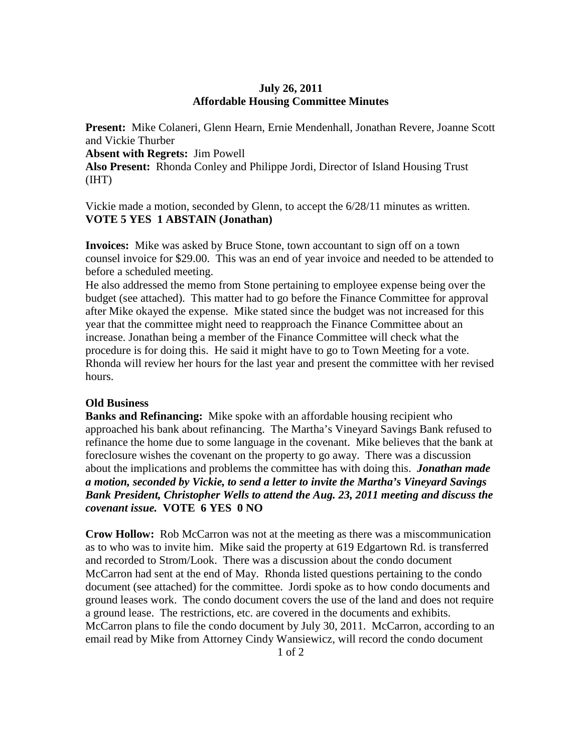# July 26, 2011
## Affordable Housing Committee Minutes

**Present:** Mike Colaneri, Glenn Hearn, Ernie Mendenhall, Jonathan Revere, Joanne Scott and Vickie Thurber
**Absent with Regrets:** Jim Powell
**Also Present:** Rhonda Conley and Philippe Jordi, Director of Island Housing Trust (IHT)

Vickie made a motion, seconded by Glenn, to accept the 6/28/11 minutes as written.
**VOTE 5 YES 1 ABSTAIN (Jonathan)**

**Invoices:** Mike was asked by Bruce Stone, town accountant to sign off on a town counsel invoice for $29.00. This was an end of year invoice and needed to be attended to before a scheduled meeting.
He also addressed the memo from Stone pertaining to employee expense being over the budget (see attached). This matter had to go before the Finance Committee for approval after Mike okayed the expense. Mike stated since the budget was not increased for this year that the committee might need to reapproach the Finance Committee about an increase. Jonathan being a member of the Finance Committee will check what the procedure is for doing this. He said it might have to go to Town Meeting for a vote. Rhonda will review her hours for the last year and present the committee with her revised hours.

**Old Business**
**Banks and Refinancing:** Mike spoke with an affordable housing recipient who approached his bank about refinancing. The Martha's Vineyard Savings Bank refused to refinance the home due to some language in the covenant. Mike believes that the bank at foreclosure wishes the covenant on the property to go away. There was a discussion about the implications and problems the committee has with doing this. ***Jonathan made a motion, seconded by Vickie, to send a letter to invite the Martha's Vineyard Savings Bank President, Christopher Wells to attend the Aug. 23, 2011 meeting and discuss the covenant issue.*** **VOTE 6 YES 0 NO**

**Crow Hollow:** Rob McCarron was not at the meeting as there was a miscommunication as to who was to invite him. Mike said the property at 619 Edgartown Rd. is transferred and recorded to Strom/Look. There was a discussion about the condo document McCarron had sent at the end of May. Rhonda listed questions pertaining to the condo document (see attached) for the committee. Jordi spoke as to how condo documents and ground leases work. The condo document covers the use of the land and does not require a ground lease. The restrictions, etc. are covered in the documents and exhibits. McCarron plans to file the condo document by July 30, 2011. McCarron, according to an email read by Mike from Attorney Cindy Wansiewicz, will record the condo document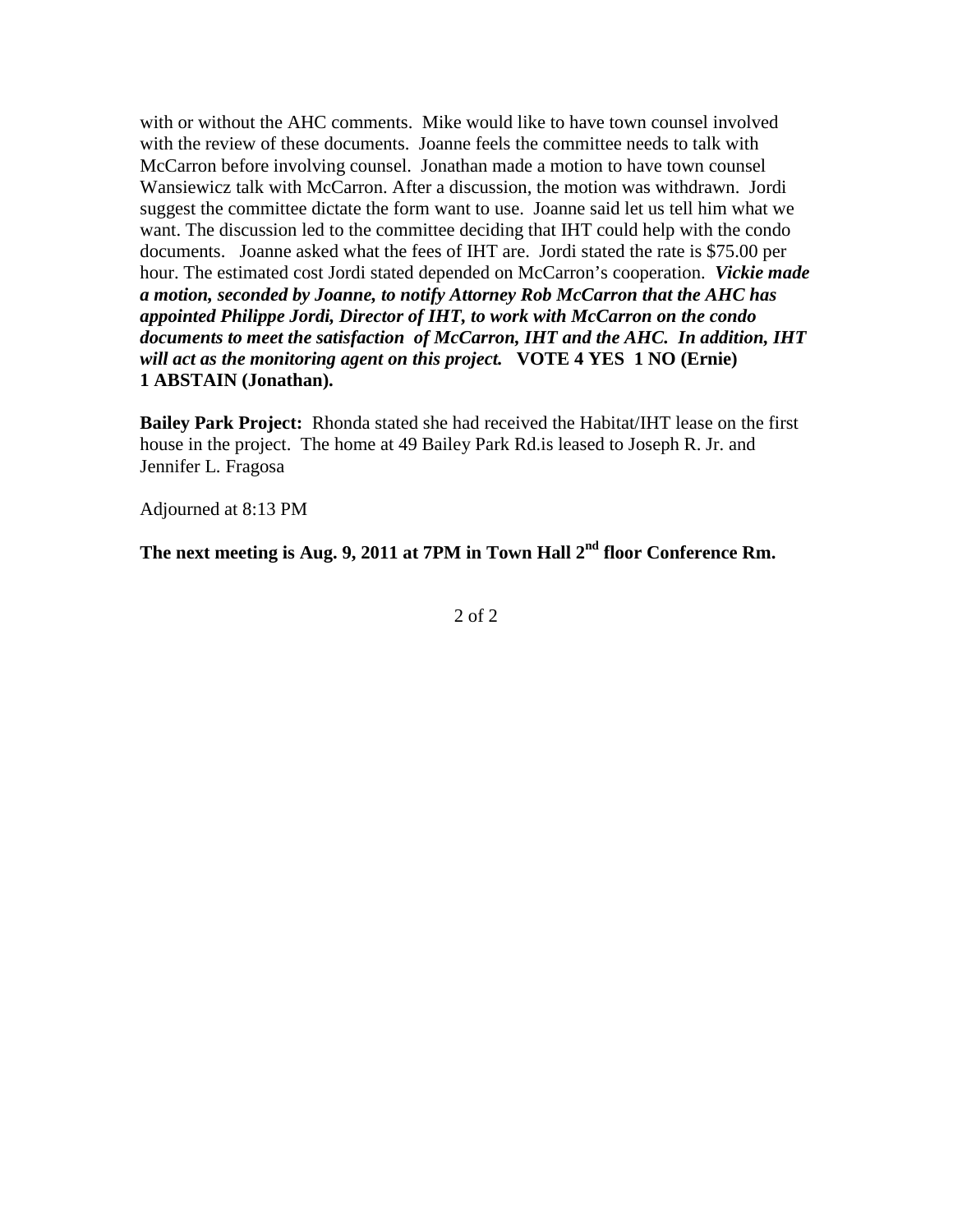with or without the AHC comments. Mike would like to have town counsel involved with the review of these documents. Joanne feels the committee needs to talk with McCarron before involving counsel. Jonathan made a motion to have town counsel Wansiewicz talk with McCarron. After a discussion, the motion was withdrawn. Jordi suggest the committee dictate the form want to use. Joanne said let us tell him what we want. The discussion led to the committee deciding that IHT could help with the condo documents. Joanne asked what the fees of IHT are. Jordi stated the rate is $75.00 per hour. The estimated cost Jordi stated depended on McCarron's cooperation. ***Vickie made a motion, seconded by Joanne, to notify Attorney Rob McCarron that the AHC has appointed Philippe Jordi, Director of IHT, to work with McCarron on the condo documents to meet the satisfaction of McCarron, IHT and the AHC. In addition, IHT will act as the monitoring agent on this project.*** **VOTE 4 YES 1 NO (Ernie) 1 ABSTAIN (Jonathan).**

**Bailey Park Project:** Rhonda stated she had received the Habitat/IHT lease on the first house in the project. The home at 49 Bailey Park Rd.is leased to Joseph R. Jr. and Jennifer L. Fragosa

Adjourned at 8:13 PM

**The next meeting is Aug. 9, 2011 at 7PM in Town Hall 2nd floor Conference Rm.**